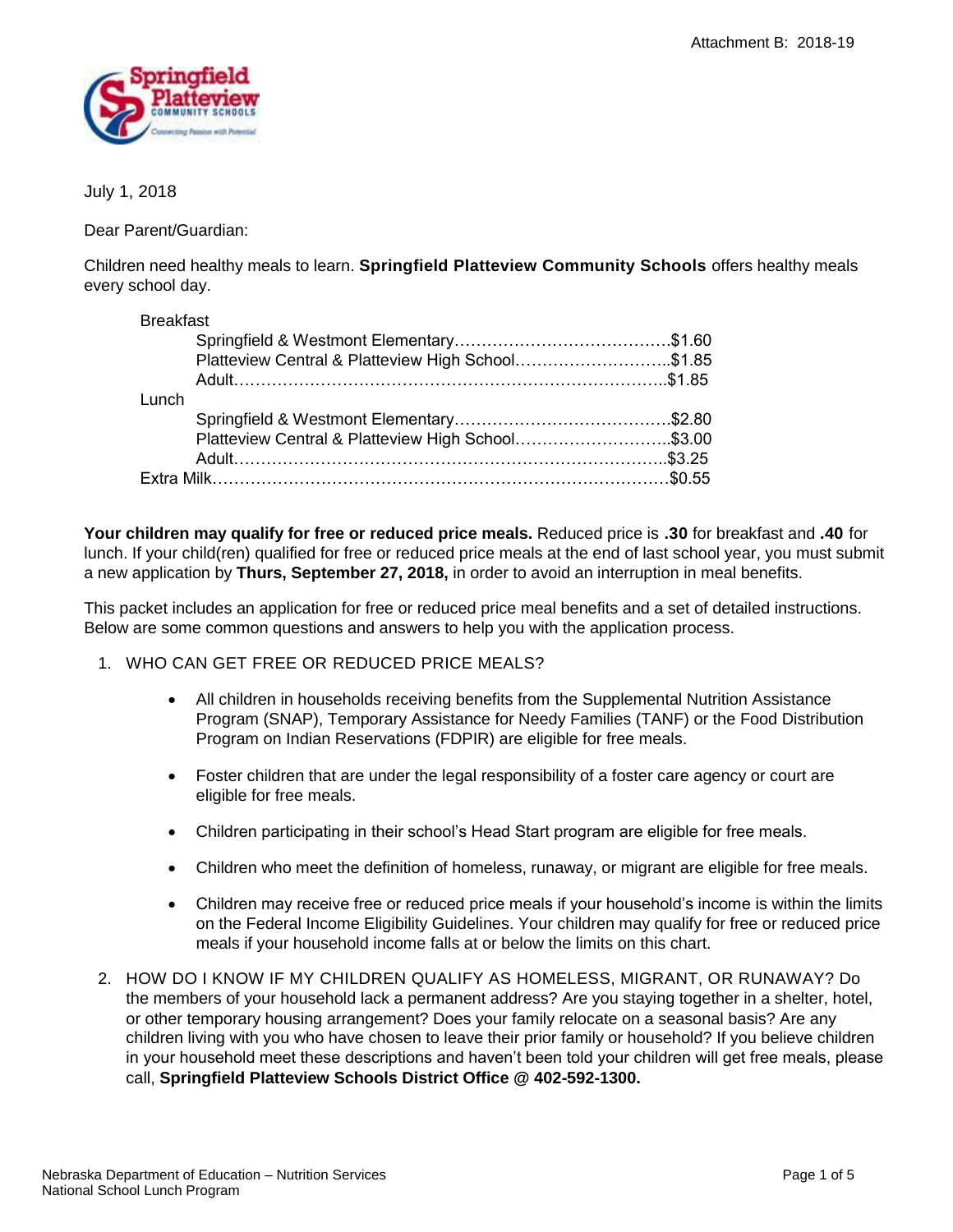Attachment B: 2018-19

July 1, 2018

Dear Parent/Guardian:

Children need healthy meals to learn. **Springfield Platteview Community Schools** offers healthy meals every school day.

Breakfast
- Springfield & Westmont Elementary……………………………………$1.60
- Platteview Central & Platteview High School………………………..$1.85
- Adult…………………………………………………………………..$1.85

Lunch
- Springfield & Westmont Elementary……………………………………$2.80
- Platteview Central & Platteview High School………………………..$3.00
- Adult…………………………………………………………………..$3.25

Extra Milk………………………………………………………………………$0.55

**Your children may qualify for free or reduced price meals.** Reduced price is **.30** for breakfast and **.40** for lunch. If your child(ren) qualified for free or reduced price meals at the end of last school year, you must submit a new application by **Thurs, September 27, 2018,** in order to avoid an interruption in meal benefits.

This packet includes an application for free or reduced price meal benefits and a set of detailed instructions. Below are some common questions and answers to help you with the application process.

1. WHO CAN GET FREE OR REDUCED PRICE MEALS?
   - All children in households receiving benefits from the Supplemental Nutrition Assistance Program (SNAP), Temporary Assistance for Needy Families (TANF) or the Food Distribution Program on Indian Reservations (FDPIR) are eligible for free meals.
   - Foster children that are under the legal responsibility of a foster care agency or court are eligible for free meals.
   - Children participating in their school's Head Start program are eligible for free meals.
   - Children who meet the definition of homeless, runaway, or migrant are eligible for free meals.
   - Children may receive free or reduced price meals if your household's income is within the limits on the Federal Income Eligibility Guidelines. Your children may qualify for free or reduced price meals if your household income falls at or below the limits on this chart.

2. HOW DO I KNOW IF MY CHILDREN QUALIFY AS HOMELESS, MIGRANT, OR RUNAWAY? Do the members of your household lack a permanent address? Are you staying together in a shelter, hotel, or other temporary housing arrangement? Does your family relocate on a seasonal basis? Are any children living with you who have chosen to leave their prior family or household? If you believe children in your household meet these descriptions and haven't been told your children will get free meals, please call, **Springfield Platteview Schools District Office @ 402-592-1300.**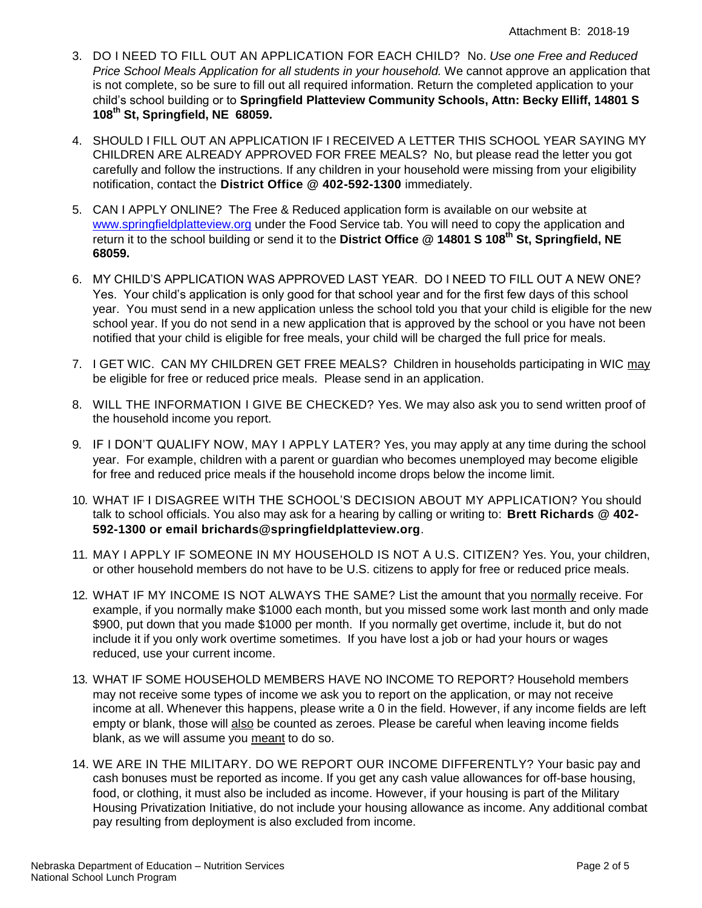3. DO I NEED TO FILL OUT AN APPLICATION FOR EACH CHILD? No. *Use one Free and Reduced Price School Meals Application for all students in your household.* We cannot approve an application that is not complete, so be sure to fill out all required information. Return the completed application to your child's school building or to **Springfield Platteview Community Schools, Attn: Becky Elliff, 14801 S 108th St, Springfield, NE 68059.**

4. SHOULD I FILL OUT AN APPLICATION IF I RECEIVED A LETTER THIS SCHOOL YEAR SAYING MY CHILDREN ARE ALREADY APPROVED FOR FREE MEALS? No, but please read the letter you got carefully and follow the instructions. If any children in your household were missing from your eligibility notification, contact the **District Office @ 402-592-1300** immediately.

5. CAN I APPLY ONLINE? The Free & Reduced application form is available on our website at [www.springfieldplatteview.org](http://www.springfieldplatteview.org) under the Food Service tab. You will need to copy the application and return it to the school building or send it to the **District Office @ 14801 S 108th St, Springfield, NE 68059.**

6. MY CHILD'S APPLICATION WAS APPROVED LAST YEAR. DO I NEED TO FILL OUT A NEW ONE? Yes. Your child's application is only good for that school year and for the first few days of this school year. You must send in a new application unless the school told you that your child is eligible for the new school year. If you do not send in a new application that is approved by the school or you have not been notified that your child is eligible for free meals, your child will be charged the full price for meals.

7. I GET WIC. CAN MY CHILDREN GET FREE MEALS? Children in households participating in WIC may be eligible for free or reduced price meals. Please send in an application.

8. WILL THE INFORMATION I GIVE BE CHECKED? Yes. We may also ask you to send written proof of the household income you report.

9. IF I DON'T QUALIFY NOW, MAY I APPLY LATER? Yes, you may apply at any time during the school year. For example, children with a parent or guardian who becomes unemployed may become eligible for free and reduced price meals if the household income drops below the income limit.

10. WHAT IF I DISAGREE WITH THE SCHOOL'S DECISION ABOUT MY APPLICATION? You should talk to school officials. You also may ask for a hearing by calling or writing to: **Brett Richards @ 402-592-1300 or email brichards@springfieldplatteview.org**.

11. MAY I APPLY IF SOMEONE IN MY HOUSEHOLD IS NOT A U.S. CITIZEN? Yes. You, your children, or other household members do not have to be U.S. citizens to apply for free or reduced price meals.

12. WHAT IF MY INCOME IS NOT ALWAYS THE SAME? List the amount that you normally receive. For example, if you normally make $1000 each month, but you missed some work last month and only made $900, put down that you made $1000 per month. If you normally get overtime, include it, but do not include it if you only work overtime sometimes. If you have lost a job or had your hours or wages reduced, use your current income.

13. WHAT IF SOME HOUSEHOLD MEMBERS HAVE NO INCOME TO REPORT? Household members may not receive some types of income we ask you to report on the application, or may not receive income at all. Whenever this happens, please write a 0 in the field. However, if any income fields are left empty or blank, those will also be counted as zeroes. Please be careful when leaving income fields blank, as we will assume you meant to do so.

14. WE ARE IN THE MILITARY. DO WE REPORT OUR INCOME DIFFERENTLY? Your basic pay and cash bonuses must be reported as income. If you get any cash value allowances for off-base housing, food, or clothing, it must also be included as income. However, if your housing is part of the Military Housing Privatization Initiative, do not include your housing allowance as income. Any additional combat pay resulting from deployment is also excluded from income.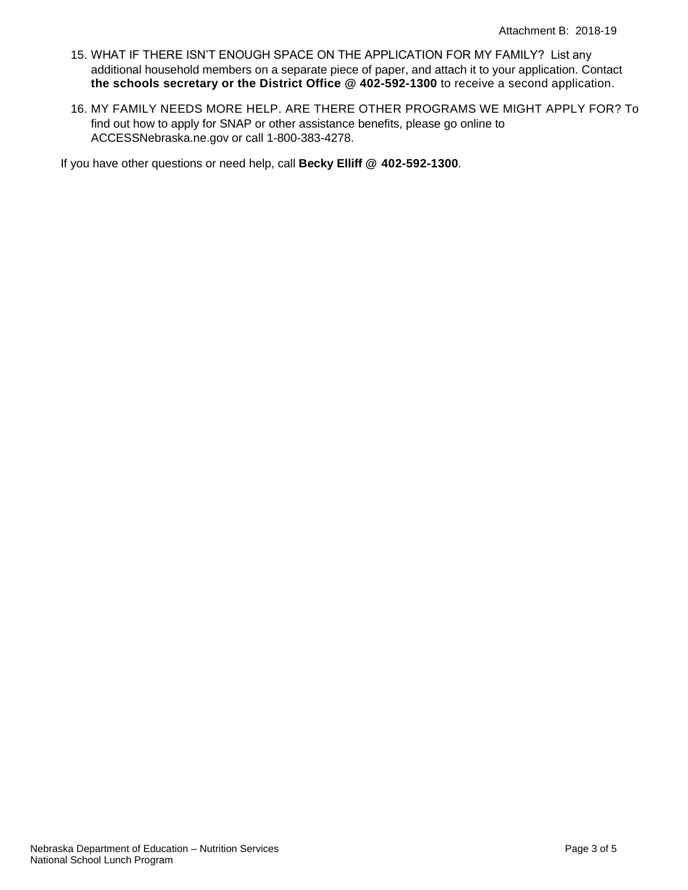15. WHAT IF THERE ISN'T ENOUGH SPACE ON THE APPLICATION FOR MY FAMILY? List any additional household members on a separate piece of paper, and attach it to your application. Contact **the schools secretary or the District Office @ 402-592-1300** to receive a second application.
16. MY FAMILY NEEDS MORE HELP. ARE THERE OTHER PROGRAMS WE MIGHT APPLY FOR? To find out how to apply for SNAP or other assistance benefits, please go online to ACCESSNebraska.ne.gov or call 1-800-383-4278.

If you have other questions or need help, call **Becky Elliff @ 402-592-1300**.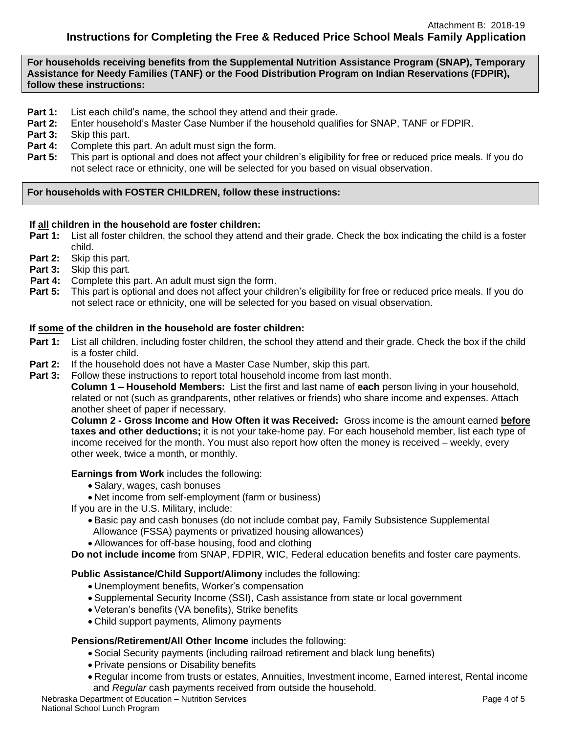# Instructions for Completing the Free & Reduced Price School Meals Family Application

**For households receiving benefits from the Supplemental Nutrition Assistance Program (SNAP), Temporary Assistance for Needy Families (TANF) or the Food Distribution Program on Indian Reservations (FDPIR), follow these instructions:**

- **Part 1:** List each child's name, the school they attend and their grade.
- **Part 2:** Enter household's Master Case Number if the household qualifies for SNAP, TANF or FDPIR.
- **Part 3:** Skip this part.
- **Part 4:** Complete this part. An adult must sign the form.
- **Part 5:** This part is optional and does not affect your children's eligibility for free or reduced price meals. If you do not select race or ethnicity, one will be selected for you based on visual observation.

**For households with FOSTER CHILDREN, follow these instructions:**

**If all children in the household are foster children:**

- **Part 1:** List all foster children, the school they attend and their grade. Check the box indicating the child is a foster child.
- **Part 2:** Skip this part.
- **Part 3:** Skip this part.
- **Part 4:** Complete this part. An adult must sign the form.
- **Part 5:** This part is optional and does not affect your children's eligibility for free or reduced price meals. If you do not select race or ethnicity, one will be selected for you based on visual observation.

**If some of the children in the household are foster children:**

- **Part 1:** List all children, including foster children, the school they attend and their grade. Check the box if the child is a foster child.
- **Part 2:** If the household does not have a Master Case Number, skip this part.
- **Part 3:** Follow these instructions to report total household income from last month.

  **Column 1 – Household Members:** List the first and last name of **each** person living in your household, related or not (such as grandparents, other relatives or friends) who share income and expenses. Attach another sheet of paper if necessary.

  **Column 2 - Gross Income and How Often it was Received:** Gross income is the amount earned **before taxes and other deductions;** it is not your take-home pay. For each household member, list each type of income received for the month. You must also report how often the money is received – weekly, every other week, twice a month, or monthly.

  **Earnings from Work** includes the following:
  - Salary, wages, cash bonuses
  - Net income from self-employment (farm or business)

  If you are in the U.S. Military, include:
  - Basic pay and cash bonuses (do not include combat pay, Family Subsistence Supplemental Allowance (FSSA) payments or privatized housing allowances)
  - Allowances for off-base housing, food and clothing

  **Do not include income** from SNAP, FDPIR, WIC, Federal education benefits and foster care payments.

  **Public Assistance/Child Support/Alimony** includes the following:
  - Unemployment benefits, Worker's compensation
  - Supplemental Security Income (SSI), Cash assistance from state or local government
  - Veteran's benefits (VA benefits), Strike benefits
  - Child support payments, Alimony payments

  **Pensions/Retirement/All Other Income** includes the following:
  - Social Security payments (including railroad retirement and black lung benefits)
  - Private pensions or Disability benefits
  - Regular income from trusts or estates, Annuities, Investment income, Earned interest, Rental income and *Regular* cash payments received from outside the household.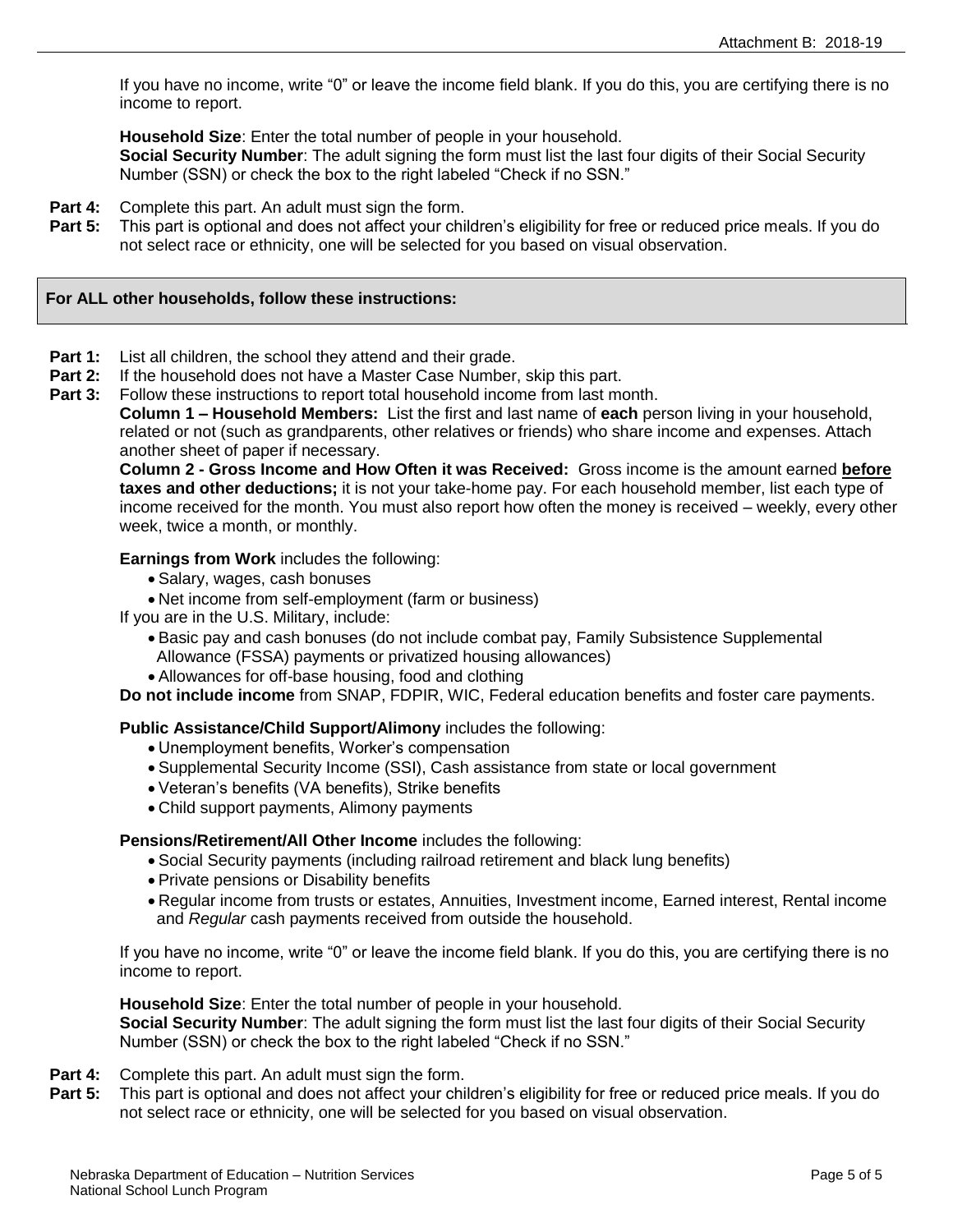If you have no income, write "0" or leave the income field blank. If you do this, you are certifying there is no income to report.

**Household Size**: Enter the total number of people in your household.
**Social Security Number**: The adult signing the form must list the last four digits of their Social Security Number (SSN) or check the box to the right labeled "Check if no SSN."

**Part 4:** Complete this part. An adult must sign the form.
**Part 5:** This part is optional and does not affect your children's eligibility for free or reduced price meals. If you do not select race or ethnicity, one will be selected for you based on visual observation.

**For ALL other households, follow these instructions:**

**Part 1:** List all children, the school they attend and their grade.
**Part 2:** If the household does not have a Master Case Number, skip this part.
**Part 3:** Follow these instructions to report total household income from last month.

**Column 1 – Household Members:** List the first and last name of **each** person living in your household, related or not (such as grandparents, other relatives or friends) who share income and expenses. Attach another sheet of paper if necessary.

**Column 2 - Gross Income and How Often it was Received:** Gross income is the amount earned **before taxes and other deductions;** it is not your take-home pay. For each household member, list each type of income received for the month. You must also report how often the money is received – weekly, every other week, twice a month, or monthly.

**Earnings from Work** includes the following:

- Salary, wages, cash bonuses
- Net income from self-employment (farm or business)

If you are in the U.S. Military, include:

- Basic pay and cash bonuses (do not include combat pay, Family Subsistence Supplemental Allowance (FSSA) payments or privatized housing allowances)
- Allowances for off-base housing, food and clothing

**Do not include income** from SNAP, FDPIR, WIC, Federal education benefits and foster care payments.

**Public Assistance/Child Support/Alimony** includes the following:

- Unemployment benefits, Worker's compensation
- Supplemental Security Income (SSI), Cash assistance from state or local government
- Veteran's benefits (VA benefits), Strike benefits
- Child support payments, Alimony payments

**Pensions/Retirement/All Other Income** includes the following:

- Social Security payments (including railroad retirement and black lung benefits)
- Private pensions or Disability benefits
- Regular income from trusts or estates, Annuities, Investment income, Earned interest, Rental income and *Regular* cash payments received from outside the household.

If you have no income, write "0" or leave the income field blank. If you do this, you are certifying there is no income to report.

**Household Size**: Enter the total number of people in your household.
**Social Security Number**: The adult signing the form must list the last four digits of their Social Security Number (SSN) or check the box to the right labeled "Check if no SSN."

**Part 4:** Complete this part. An adult must sign the form.
**Part 5:** This part is optional and does not affect your children's eligibility for free or reduced price meals. If you do not select race or ethnicity, one will be selected for you based on visual observation.